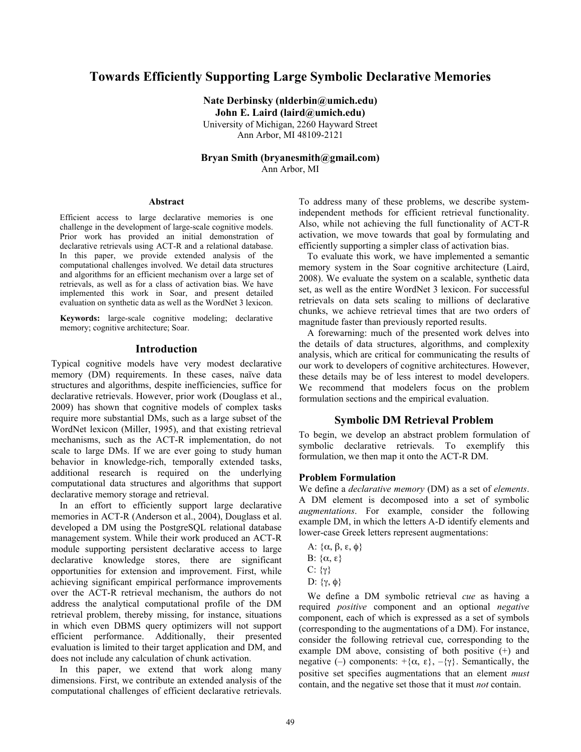# Towards Efficiently Supporting Large Symbolic Declarative Memories

**Nate Derbinsky (nlderbin@umich.edu)**
**John E. Laird (laird@umich.edu)**
University of Michigan, 2260 Hayward Street
Ann Arbor, MI 48109-2121

**Bryan Smith (bryanesmith@gmail.com)**
Ann Arbor, MI

### Abstract

Efficient access to large declarative memories is one challenge in the development of large-scale cognitive models. Prior work has provided an initial demonstration of declarative retrievals using ACT-R and a relational database. In this paper, we provide extended analysis of the computational challenges involved. We detail data structures and algorithms for an efficient mechanism over a large set of retrievals, as well as for a class of activation bias. We have implemented this work in Soar, and present detailed evaluation on synthetic data as well as the WordNet 3 lexicon.

**Keywords:** large-scale cognitive modeling; declarative memory; cognitive architecture; Soar.

## Introduction

Typical cognitive models have very modest declarative memory (DM) requirements. In these cases, naïve data structures and algorithms, despite inefficiencies, suffice for declarative retrievals. However, prior work (Douglass et al., 2009) has shown that cognitive models of complex tasks require more substantial DMs, such as a large subset of the WordNet lexicon (Miller, 1995), and that existing retrieval mechanisms, such as the ACT-R implementation, do not scale to large DMs. If we are ever going to study human behavior in knowledge-rich, temporally extended tasks, additional research is required on the underlying computational data structures and algorithms that support declarative memory storage and retrieval.

In an effort to efficiently support large declarative memories in ACT-R (Anderson et al., 2004), Douglass et al. developed a DM using the PostgreSQL relational database management system. While their work produced an ACT-R module supporting persistent declarative access to large declarative knowledge stores, there are significant opportunities for extension and improvement. First, while achieving significant empirical performance improvements over the ACT-R retrieval mechanism, the authors do not address the analytical computational profile of the DM retrieval problem, thereby missing, for instance, situations in which even DBMS query optimizers will not support efficient performance. Additionally, their presented evaluation is limited to their target application and DM, and does not include any calculation of chunk activation.

In this paper, we extend that work along many dimensions. First, we contribute an extended analysis of the computational challenges of efficient declarative retrievals. To address many of these problems, we describe system-independent methods for efficient retrieval functionality. Also, while not achieving the full functionality of ACT-R activation, we move towards that goal by formulating and efficiently supporting a simpler class of activation bias.

To evaluate this work, we have implemented a semantic memory system in the Soar cognitive architecture (Laird, 2008). We evaluate the system on a scalable, synthetic data set, as well as the entire WordNet 3 lexicon. For successful retrievals on data sets scaling to millions of declarative chunks, we achieve retrieval times that are two orders of magnitude faster than previously reported results.

A forewarning: much of the presented work delves into the details of data structures, algorithms, and complexity analysis, which are critical for communicating the results of our work to developers of cognitive architectures. However, these details may be of less interest to model developers. We recommend that modelers focus on the problem formulation sections and the empirical evaluation.

## Symbolic DM Retrieval Problem

To begin, we develop an abstract problem formulation of symbolic declarative retrievals. To exemplify this formulation, we then map it onto the ACT-R DM.

### Problem Formulation

We define a *declarative memory* (DM) as a set of *elements*. A DM element is decomposed into a set of symbolic *augmentations*. For example, consider the following example DM, in which the letters A-D identify elements and lower-case Greek letters represent augmentations:

A: $\{\alpha, \beta, \varepsilon, \phi\}$
B: $\{\alpha, \varepsilon\}$
C: $\{\gamma\}$
D: $\{\gamma, \phi\}$

We define a DM symbolic retrieval *cue* as having a required *positive* component and an optional *negative* component, each of which is expressed as a set of symbols (corresponding to the augmentations of a DM). For instance, consider the following retrieval cue, corresponding to the example DM above, consisting of both positive (+) and negative (–) components: $+\{\alpha, \varepsilon\}$, $-\{\gamma\}$. Semantically, the positive set specifies augmentations that an element *must* contain, and the negative set those that it must *not* contain.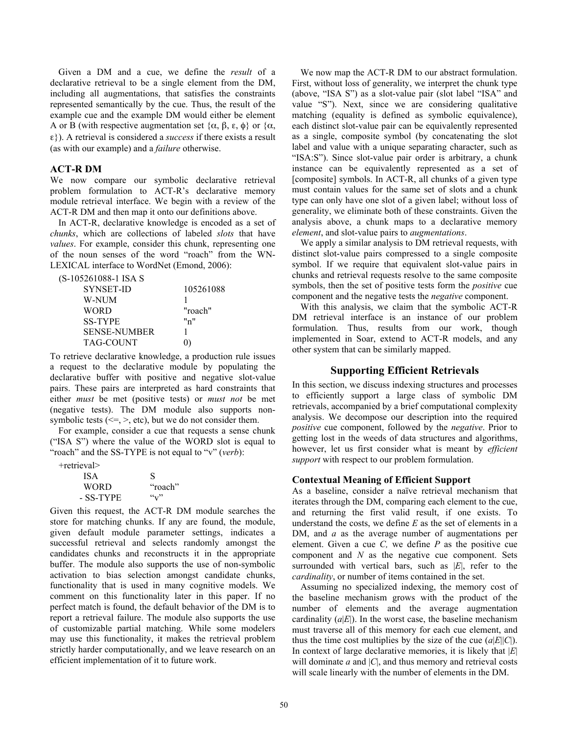Given a DM and a cue, we define the *result* of a declarative retrieval to be a single element from the DM, including all augmentations, that satisfies the constraints represented semantically by the cue. Thus, the result of the example cue and the example DM would either be element A or B (with respective augmentation set {α, β, ε, ϕ} or {α, ε}). A retrieval is considered a *success* if there exists a result (as with our example) and a *failure* otherwise.

### ACT-R DM

We now compare our symbolic declarative retrieval problem formulation to ACT-R's declarative memory module retrieval interface. We begin with a review of the ACT-R DM and then map it onto our definitions above.

In ACT-R, declarative knowledge is encoded as a set of *chunks*, which are collections of labeled *slots* that have *values*. For example, consider this chunk, representing one of the noun senses of the word "roach" from the WN-LEXICAL interface to WordNet (Emond, 2006):

```
(S-105261088-1 ISA S
      SYNSET-ID           105261088
      W-NUM               1
      WORD                "roach"
      SS-TYPE             "n"
      SENSE-NUMBER        1
      TAG-COUNT           0)
```

To retrieve declarative knowledge, a production rule issues a request to the declarative module by populating the declarative buffer with positive and negative slot-value pairs. These pairs are interpreted as hard constraints that either *must* be met (positive tests) or *must not* be met (negative tests). The DM module also supports non-symbolic tests (<=, >, etc), but we do not consider them.

For example, consider a cue that requests a sense chunk ("ISA S") where the value of the WORD slot is equal to "roach" and the SS-TYPE is not equal to "v" (*verb*):

```
+retrieval>
      ISA           S
      WORD          "roach"
    - SS-TYPE       "v"
```

Given this request, the ACT-R DM module searches the store for matching chunks. If any are found, the module, given default module parameter settings, indicates a successful retrieval and selects randomly amongst the candidates chunks and reconstructs it in the appropriate buffer. The module also supports the use of non-symbolic activation to bias selection amongst candidate chunks, functionality that is used in many cognitive models. We comment on this functionality later in this paper. If no perfect match is found, the default behavior of the DM is to report a retrieval failure. The module also supports the use of customizable partial matching. While some modelers may use this functionality, it makes the retrieval problem strictly harder computationally, and we leave research on an efficient implementation of it to future work.

We now map the ACT-R DM to our abstract formulation. First, without loss of generality, we interpret the chunk type (above, "ISA S") as a slot-value pair (slot label "ISA" and value "S"). Next, since we are considering qualitative matching (equality is defined as symbolic equivalence), each distinct slot-value pair can be equivalently represented as a single, composite symbol (by concatenating the slot label and value with a unique separating character, such as "ISA:S"). Since slot-value pair order is arbitrary, a chunk instance can be equivalently represented as a set of [composite] symbols. In ACT-R, all chunks of a given type must contain values for the same set of slots and a chunk type can only have one slot of a given label; without loss of generality, we eliminate both of these constraints. Given the analysis above, a chunk maps to a declarative memory *element*, and slot-value pairs to *augmentations*.

We apply a similar analysis to DM retrieval requests, with distinct slot-value pairs compressed to a single composite symbol. If we require that equivalent slot-value pairs in chunks and retrieval requests resolve to the same composite symbols, then the set of positive tests form the *positive* cue component and the negative tests the *negative* component.

With this analysis, we claim that the symbolic ACT-R DM retrieval interface is an instance of our problem formulation. Thus, results from our work, though implemented in Soar, extend to ACT-R models, and any other system that can be similarly mapped.

## Supporting Efficient Retrievals

In this section, we discuss indexing structures and processes to efficiently support a large class of symbolic DM retrievals, accompanied by a brief computational complexity analysis. We decompose our description into the required *positive* cue component, followed by the *negative*. Prior to getting lost in the weeds of data structures and algorithms, however, let us first consider what is meant by *efficient support* with respect to our problem formulation.

### Contextual Meaning of Efficient Support

As a baseline, consider a naïve retrieval mechanism that iterates through the DM, comparing each element to the cue, and returning the first valid result, if one exists. To understand the costs, we define $E$ as the set of elements in a DM, and $a$ as the average number of augmentations per element. Given a cue $C$, we define $P$ as the positive cue component and $N$ as the negative cue component. Sets surrounded with vertical bars, such as $|E|$, refer to the *cardinality*, or number of items contained in the set.

Assuming no specialized indexing, the memory cost of the baseline mechanism grows with the product of the number of elements and the average augmentation cardinality ($a|E|$). In the worst case, the baseline mechanism must traverse all of this memory for each cue element, and thus the time cost multiplies by the size of the cue ($a|E||C|$). In context of large declarative memories, it is likely that $|E|$ will dominate $a$ and $|C|$, and thus memory and retrieval costs will scale linearly with the number of elements in the DM.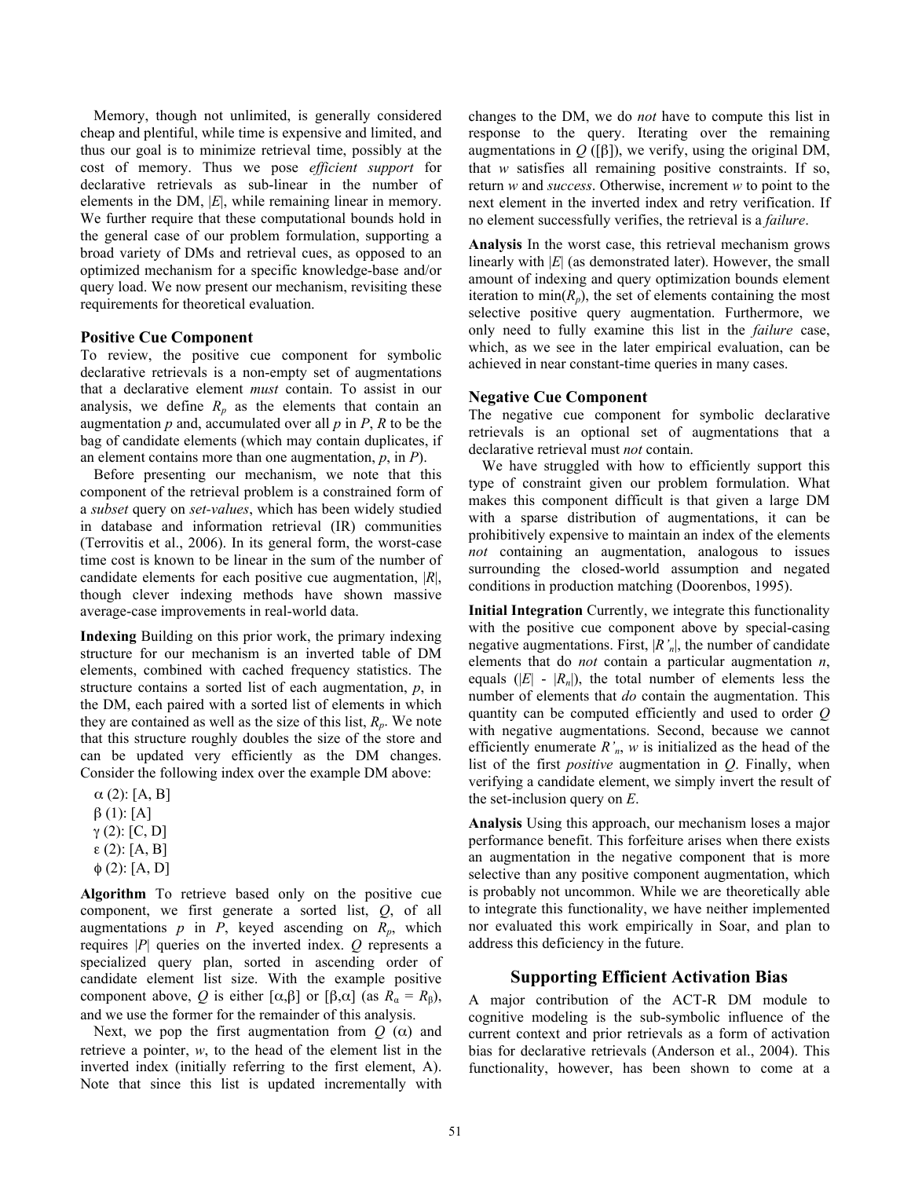Memory, though not unlimited, is generally considered cheap and plentiful, while time is expensive and limited, and thus our goal is to minimize retrieval time, possibly at the cost of memory. Thus we pose *efficient support* for declarative retrievals as sub-linear in the number of elements in the DM, $|E|$, while remaining linear in memory. We further require that these computational bounds hold in the general case of our problem formulation, supporting a broad variety of DMs and retrieval cues, as opposed to an optimized mechanism for a specific knowledge-base and/or query load. We now present our mechanism, revisiting these requirements for theoretical evaluation.

### Positive Cue Component

To review, the positive cue component for symbolic declarative retrievals is a non-empty set of augmentations that a declarative element *must* contain. To assist in our analysis, we define $R_p$ as the elements that contain an augmentation $p$ and, accumulated over all $p$ in $P$, $R$ to be the bag of candidate elements (which may contain duplicates, if an element contains more than one augmentation, $p$, in $P$).

Before presenting our mechanism, we note that this component of the retrieval problem is a constrained form of a *subset* query on *set-values*, which has been widely studied in database and information retrieval (IR) communities (Terrovitis et al., 2006). In its general form, the worst-case time cost is known to be linear in the sum of the number of candidate elements for each positive cue augmentation, $|R|$, though clever indexing methods have shown massive average-case improvements in real-world data.

**Indexing** Building on this prior work, the primary indexing structure for our mechanism is an inverted table of DM elements, combined with cached frequency statistics. The structure contains a sorted list of each augmentation, $p$, in the DM, each paired with a sorted list of elements in which they are contained as well as the size of this list, $R_p$. We note that this structure roughly doubles the size of the store and can be updated very efficiently as the DM changes. Consider the following index over the example DM above:

$\alpha$ (2): [A, B]
$\beta$ (1): [A]
$\gamma$ (2): [C, D]
$\varepsilon$ (2): [A, B]
$\phi$ (2): [A, D]

**Algorithm** To retrieve based only on the positive cue component, we first generate a sorted list, $Q$, of all augmentations $p$ in $P$, keyed ascending on $R_p$, which requires $|P|$ queries on the inverted index. $Q$ represents a specialized query plan, sorted in ascending order of candidate element list size. With the example positive component above, $Q$ is either $[\alpha,\beta]$ or $[\beta,\alpha]$ (as $R_\alpha = R_\beta$), and we use the former for the remainder of this analysis.

Next, we pop the first augmentation from $Q$ ($\alpha$) and retrieve a pointer, $w$, to the head of the element list in the inverted index (initially referring to the first element, A). Note that since this list is updated incrementally with changes to the DM, we do *not* have to compute this list in response to the query. Iterating over the remaining augmentations in $Q$ ($[\beta]$), we verify, using the original DM, that $w$ satisfies all remaining positive constraints. If so, return $w$ and *success*. Otherwise, increment $w$ to point to the next element in the inverted index and retry verification. If no element successfully verifies, the retrieval is a *failure*.

**Analysis** In the worst case, this retrieval mechanism grows linearly with $|E|$ (as demonstrated later). However, the small amount of indexing and query optimization bounds element iteration to $\min(R_p)$, the set of elements containing the most selective positive query augmentation. Furthermore, we only need to fully examine this list in the *failure* case, which, as we see in the later empirical evaluation, can be achieved in near constant-time queries in many cases.

### Negative Cue Component

The negative cue component for symbolic declarative retrievals is an optional set of augmentations that a declarative retrieval must *not* contain.

We have struggled with how to efficiently support this type of constraint given our problem formulation. What makes this component difficult is that given a large DM with a sparse distribution of augmentations, it can be prohibitively expensive to maintain an index of the elements *not* containing an augmentation, analogous to issues surrounding the closed-world assumption and negated conditions in production matching (Doorenbos, 1995).

**Initial Integration** Currently, we integrate this functionality with the positive cue component above by special-casing negative augmentations. First, $|R'_n|$, the number of candidate elements that do *not* contain a particular augmentation $n$, equals $(|E| - |R_n|)$, the total number of elements less the number of elements that *do* contain the augmentation. This quantity can be computed efficiently and used to order $Q$ with negative augmentations. Second, because we cannot efficiently enumerate $R'_n$, $w$ is initialized as the head of the list of the first *positive* augmentation in $Q$. Finally, when verifying a candidate element, we simply invert the result of the set-inclusion query on $E$.

**Analysis** Using this approach, our mechanism loses a major performance benefit. This forfeiture arises when there exists an augmentation in the negative component that is more selective than any positive component augmentation, which is probably not uncommon. While we are theoretically able to integrate this functionality, we have neither implemented nor evaluated this work empirically in Soar, and plan to address this deficiency in the future.

## Supporting Efficient Activation Bias

A major contribution of the ACT-R DM module to cognitive modeling is the sub-symbolic influence of the current context and prior retrievals as a form of activation bias for declarative retrievals (Anderson et al., 2004). This functionality, however, has been shown to come at a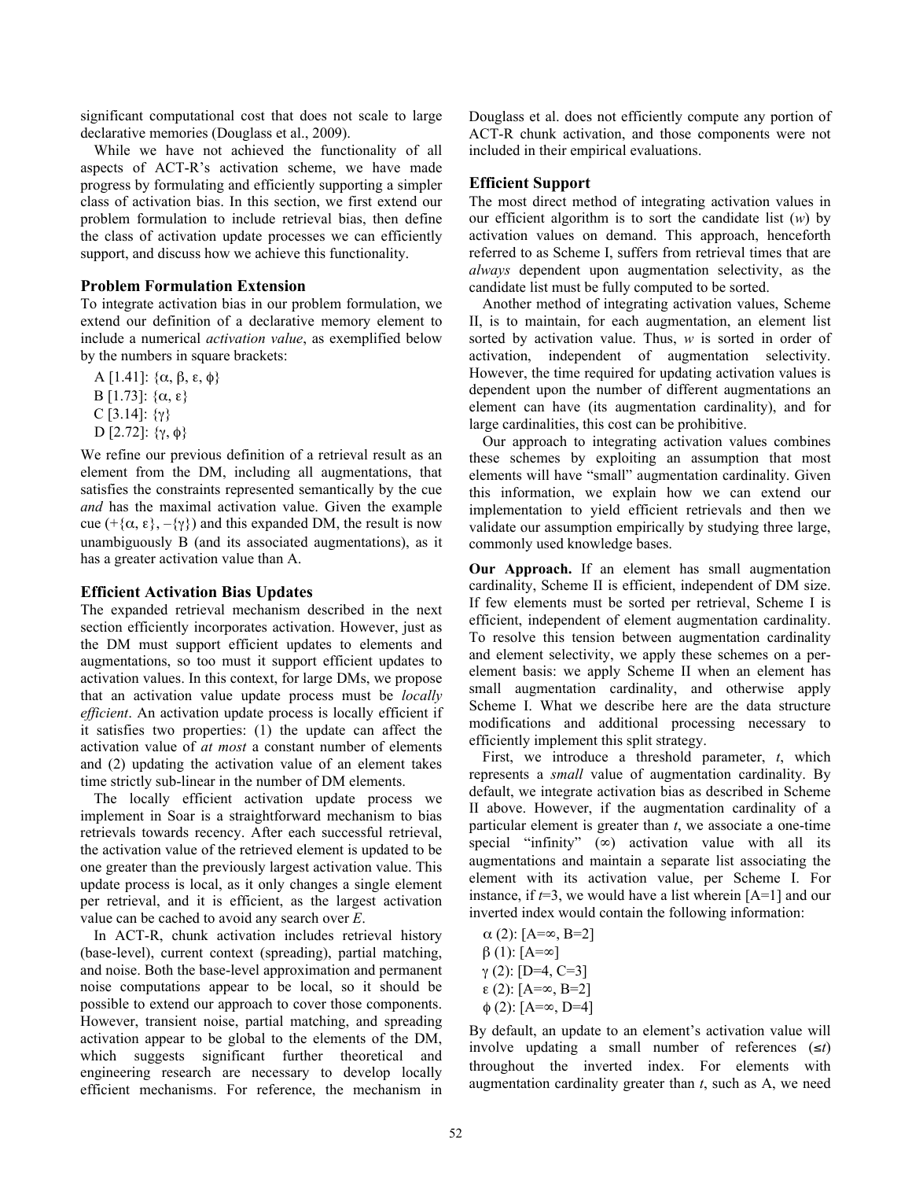significant computational cost that does not scale to large declarative memories (Douglass et al., 2009).

While we have not achieved the functionality of all aspects of ACT-R's activation scheme, we have made progress by formulating and efficiently supporting a simpler class of activation bias. In this section, we first extend our problem formulation to include retrieval bias, then define the class of activation update processes we can efficiently support, and discuss how we achieve this functionality.

### Problem Formulation Extension

To integrate activation bias in our problem formulation, we extend our definition of a declarative memory element to include a numerical *activation value*, as exemplified below by the numbers in square brackets:

A [1.41]: {α, β, ε, ϕ}
B [1.73]: {α, ε}
C [3.14]: {γ}
D [2.72]: {γ, ϕ}

We refine our previous definition of a retrieval result as an element from the DM, including all augmentations, that satisfies the constraints represented semantically by the cue *and* has the maximal activation value. Given the example cue (+{α, ε}, –{γ}) and this expanded DM, the result is now unambiguously B (and its associated augmentations), as it has a greater activation value than A.

### Efficient Activation Bias Updates

The expanded retrieval mechanism described in the next section efficiently incorporates activation. However, just as the DM must support efficient updates to elements and augmentations, so too must it support efficient updates to activation values. In this context, for large DMs, we propose that an activation value update process must be *locally efficient*. An activation update process is locally efficient if it satisfies two properties: (1) the update can affect the activation value of *at most* a constant number of elements and (2) updating the activation value of an element takes time strictly sub-linear in the number of DM elements.

The locally efficient activation update process we implement in Soar is a straightforward mechanism to bias retrievals towards recency. After each successful retrieval, the activation value of the retrieved element is updated to be one greater than the previously largest activation value. This update process is local, as it only changes a single element per retrieval, and it is efficient, as the largest activation value can be cached to avoid any search over *E*.

In ACT-R, chunk activation includes retrieval history (base-level), current context (spreading), partial matching, and noise. Both the base-level approximation and permanent noise computations appear to be local, so it should be possible to extend our approach to cover those components. However, transient noise, partial matching, and spreading activation appear to be global to the elements of the DM, which suggests significant further theoretical and engineering research are necessary to develop locally efficient mechanisms. For reference, the mechanism in Douglass et al. does not efficiently compute any portion of ACT-R chunk activation, and those components were not included in their empirical evaluations.

### Efficient Support

The most direct method of integrating activation values in our efficient algorithm is to sort the candidate list (*w*) by activation values on demand. This approach, henceforth referred to as Scheme I, suffers from retrieval times that are *always* dependent upon augmentation selectivity, as the candidate list must be fully computed to be sorted.

Another method of integrating activation values, Scheme II, is to maintain, for each augmentation, an element list sorted by activation value. Thus, *w* is sorted in order of activation, independent of augmentation selectivity. However, the time required for updating activation values is dependent upon the number of different augmentations an element can have (its augmentation cardinality), and for large cardinalities, this cost can be prohibitive.

Our approach to integrating activation values combines these schemes by exploiting an assumption that most elements will have "small" augmentation cardinality. Given this information, we explain how we can extend our implementation to yield efficient retrievals and then we validate our assumption empirically by studying three large, commonly used knowledge bases.

**Our Approach.** If an element has small augmentation cardinality, Scheme II is efficient, independent of DM size. If few elements must be sorted per retrieval, Scheme I is efficient, independent of element augmentation cardinality. To resolve this tension between augmentation cardinality and element selectivity, we apply these schemes on a per-element basis: we apply Scheme II when an element has small augmentation cardinality, and otherwise apply Scheme I. What we describe here are the data structure modifications and additional processing necessary to efficiently implement this split strategy.

First, we introduce a threshold parameter, *t*, which represents a *small* value of augmentation cardinality. By default, we integrate activation bias as described in Scheme II above. However, if the augmentation cardinality of a particular element is greater than *t*, we associate a one-time special "infinity" (∞) activation value with all its augmentations and maintain a separate list associating the element with its activation value, per Scheme I. For instance, if *t*=3, we would have a list wherein [A=1] and our inverted index would contain the following information:

α (2): [A=∞, B=2]
β (1): [A=∞]
γ (2): [D=4, C=3]
ε (2): [A=∞, B=2]
ϕ (2): [A=∞, D=4]

By default, an update to an element's activation value will involve updating a small number of references (≤*t*) throughout the inverted index. For elements with augmentation cardinality greater than *t*, such as A, we need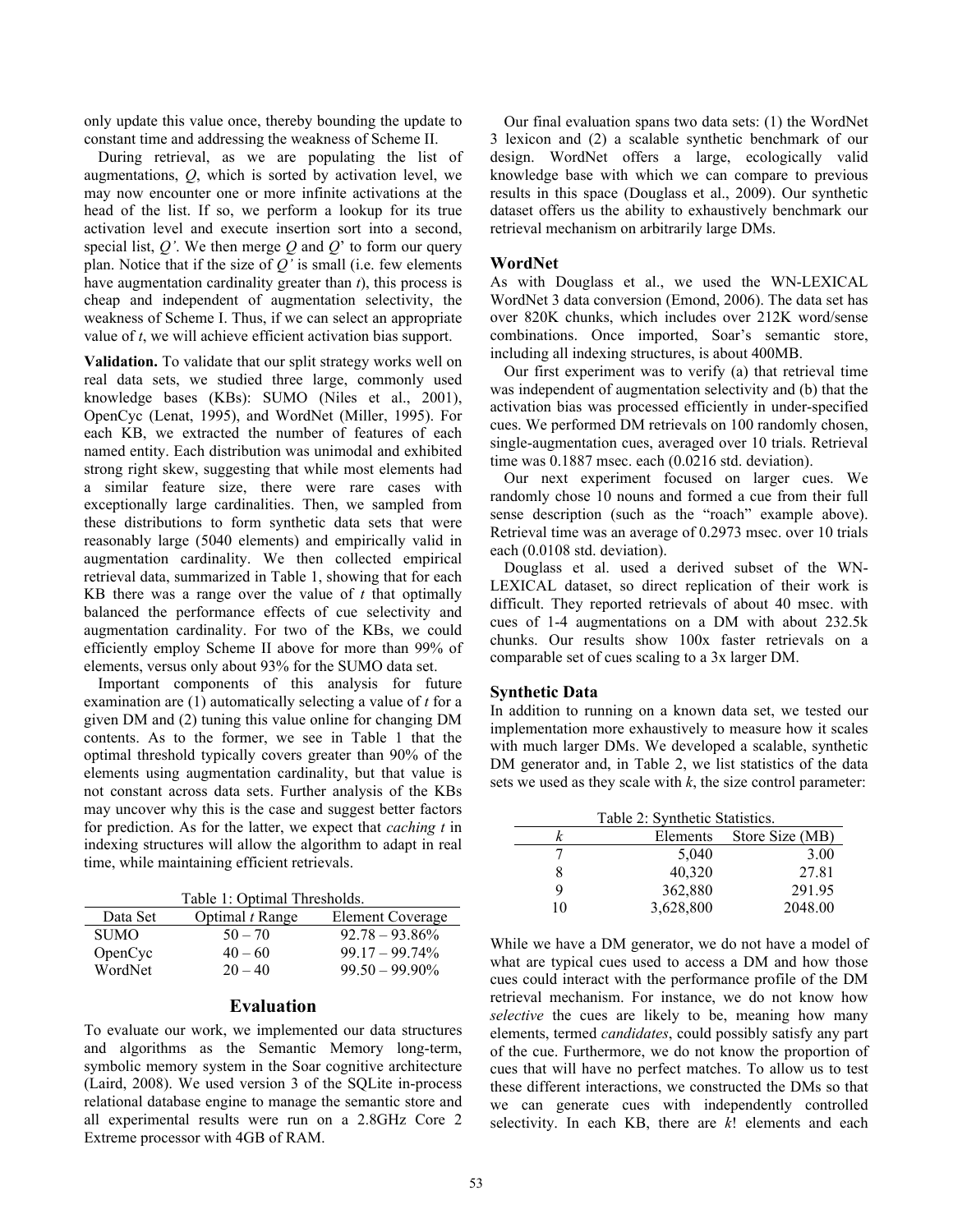only update this value once, thereby bounding the update to constant time and addressing the weakness of Scheme II.

During retrieval, as we are populating the list of augmentations, $Q$, which is sorted by activation level, we may now encounter one or more infinite activations at the head of the list. If so, we perform a lookup for its true activation level and execute insertion sort into a second, special list, $Q'$. We then merge $Q$ and $Q'$ to form our query plan. Notice that if the size of $Q'$ is small (i.e. few elements have augmentation cardinality greater than $t$), this process is cheap and independent of augmentation selectivity, the weakness of Scheme I. Thus, if we can select an appropriate value of $t$, we will achieve efficient activation bias support.

**Validation.** To validate that our split strategy works well on real data sets, we studied three large, commonly used knowledge bases (KBs): SUMO (Niles et al., 2001), OpenCyc (Lenat, 1995), and WordNet (Miller, 1995). For each KB, we extracted the number of features of each named entity. Each distribution was unimodal and exhibited strong right skew, suggesting that while most elements had a similar feature size, there were rare cases with exceptionally large cardinalities. Then, we sampled from these distributions to form synthetic data sets that were reasonably large (5040 elements) and empirically valid in augmentation cardinality. We then collected empirical retrieval data, summarized in Table 1, showing that for each KB there was a range over the value of $t$ that optimally balanced the performance effects of cue selectivity and augmentation cardinality. For two of the KBs, we could efficiently employ Scheme II above for more than 99% of elements, versus only about 93% for the SUMO data set.

Important components of this analysis for future examination are (1) automatically selecting a value of $t$ for a given DM and (2) tuning this value online for changing DM contents. As to the former, we see in Table 1 that the optimal threshold typically covers greater than 90% of the elements using augmentation cardinality, but that value is not constant across data sets. Further analysis of the KBs may uncover why this is the case and suggest better factors for prediction. As for the latter, we expect that *caching t* in indexing structures will allow the algorithm to adapt in real time, while maintaining efficient retrievals.

Table 1: Optimal Thresholds.

| Data Set | Optimal $t$ Range | Element Coverage |
|---|---|---|
| SUMO | 50 – 70 | 92.78 – 93.86% |
| OpenCyc | 40 – 60 | 99.17 – 99.74% |
| WordNet | 20 – 40 | 99.50 – 99.90% |

## Evaluation

To evaluate our work, we implemented our data structures and algorithms as the Semantic Memory long-term, symbolic memory system in the Soar cognitive architecture (Laird, 2008). We used version 3 of the SQLite in-process relational database engine to manage the semantic store and all experimental results were run on a 2.8GHz Core 2 Extreme processor with 4GB of RAM.

Our final evaluation spans two data sets: (1) the WordNet 3 lexicon and (2) a scalable synthetic benchmark of our design. WordNet offers a large, ecologically valid knowledge base with which we can compare to previous results in this space (Douglass et al., 2009). Our synthetic dataset offers us the ability to exhaustively benchmark our retrieval mechanism on arbitrarily large DMs.

### WordNet

As with Douglass et al., we used the WN-LEXICAL WordNet 3 data conversion (Emond, 2006). The data set has over 820K chunks, which includes over 212K word/sense combinations. Once imported, Soar's semantic store, including all indexing structures, is about 400MB.

Our first experiment was to verify (a) that retrieval time was independent of augmentation selectivity and (b) that the activation bias was processed efficiently in under-specified cues. We performed DM retrievals on 100 randomly chosen, single-augmentation cues, averaged over 10 trials. Retrieval time was 0.1887 msec. each (0.0216 std. deviation).

Our next experiment focused on larger cues. We randomly chose 10 nouns and formed a cue from their full sense description (such as the "roach" example above). Retrieval time was an average of 0.2973 msec. over 10 trials each (0.0108 std. deviation).

Douglass et al. used a derived subset of the WN-LEXICAL dataset, so direct replication of their work is difficult. They reported retrievals of about 40 msec. with cues of 1-4 augmentations on a DM with about 232.5k chunks. Our results show 100x faster retrievals on a comparable set of cues scaling to a 3x larger DM.

### Synthetic Data

In addition to running on a known data set, we tested our implementation more exhaustively to measure how it scales with much larger DMs. We developed a scalable, synthetic DM generator and, in Table 2, we list statistics of the data sets we used as they scale with $k$, the size control parameter:

Table 2: Synthetic Statistics.

| $k$ | Elements | Store Size (MB) |
|---|---|---|
| 7 | 5,040 | 3.00 |
| 8 | 40,320 | 27.81 |
| 9 | 362,880 | 291.95 |
| 10 | 3,628,800 | 2048.00 |

While we have a DM generator, we do not have a model of what are typical cues used to access a DM and how those cues could interact with the performance profile of the DM retrieval mechanism. For instance, we do not know how *selective* the cues are likely to be, meaning how many elements, termed *candidates*, could possibly satisfy any part of the cue. Furthermore, we do not know the proportion of cues that will have no perfect matches. To allow us to test these different interactions, we constructed the DMs so that we can generate cues with independently controlled selectivity. In each KB, there are $k!$ elements and each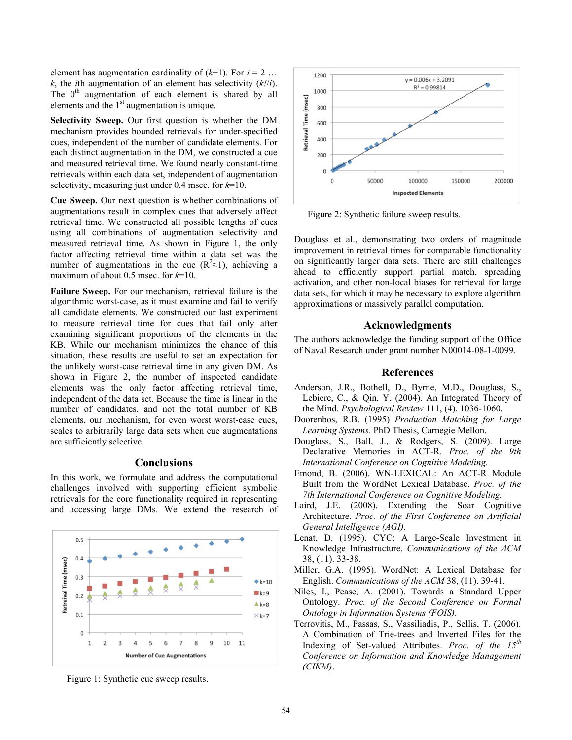element has augmentation cardinality of ($k$+1). For $i$ = 2 … $k$, the $i$th augmentation of an element has selectivity ($k!/i$). The 0[th] augmentation of each element is shared by all elements and the 1[st] augmentation is unique.

**Selectivity Sweep.** Our first question is whether the DM mechanism provides bounded retrievals for under-specified cues, independent of the number of candidate elements. For each distinct augmentation in the DM, we constructed a cue and measured retrieval time. We found nearly constant-time retrievals within each data set, independent of augmentation selectivity, measuring just under 0.4 msec. for $k$=10.

**Cue Sweep.** Our next question is whether combinations of augmentations result in complex cues that adversely affect retrieval time. We constructed all possible lengths of cues using all combinations of augmentation selectivity and measured retrieval time. As shown in Figure 1, the only factor affecting retrieval time within a data set was the number of augmentations in the cue ($R^2$≈1), achieving a maximum of about 0.5 msec. for $k$=10.

**Failure Sweep.** For our mechanism, retrieval failure is the algorithmic worst-case, as it must examine and fail to verify all candidate elements. We constructed our last experiment to measure retrieval time for cues that fail only after examining significant proportions of the elements in the KB. While our mechanism minimizes the chance of this situation, these results are useful to set an expectation for the unlikely worst-case retrieval time in any given DM. As shown in Figure 2, the number of inspected candidate elements was the only factor affecting retrieval time, independent of the data set. Because the time is linear in the number of candidates, and not the total number of KB elements, our mechanism, for even worst worst-case cues, scales to arbitrarily large data sets when cue augmentations are sufficiently selective.

## Conclusions

In this work, we formulate and address the computational challenges involved with supporting efficient symbolic retrievals for the core functionality required in representing and accessing large DMs. We extend the research of

Retreival Time (msec)
0.5
0.4
0.3
0.2
0.1
0
1 2 3 4 5 6 7 8 9 10 11
Number of Cue Augmentations
k=10
k=9
k=8
k=7

Figure 1: Synthetic cue sweep results.

Retrieval Time (msec)
1200
1000
800
600
400
200
0
0 50000 100000 150000 200000
Inspected Elements
y = 0.006x + 3.2091
R² = 0.99814

Figure 2: Synthetic failure sweep results.

Douglass et al., demonstrating two orders of magnitude improvement in retrieval times for comparable functionality on significantly larger data sets. There are still challenges ahead to efficiently support partial match, spreading activation, and other non-local biases for retrieval for large data sets, for which it may be necessary to explore algorithm approximations or massively parallel computation.

## Acknowledgments

The authors acknowledge the funding support of the Office of Naval Research under grant number N00014-08-1-0099.

## References

Anderson, J.R., Bothell, D., Byrne, M.D., Douglass, S., Lebiere, C., & Qin, Y. (2004). An Integrated Theory of the Mind. *Psychological Review* 111, (4). 1036-1060.

Doorenbos, R.B. (1995) *Production Matching for Large Learning Systems*. PhD Thesis, Carnegie Mellon.

Douglass, S., Ball, J., & Rodgers, S. (2009). Large Declarative Memories in ACT-R. *Proc. of the 9th International Conference on Cognitive Modeling.*

Emond, B. (2006). WN-LEXICAL: An ACT-R Module Built from the WordNet Lexical Database. *Proc. of the 7th International Conference on Cognitive Modeling*.

Laird, J.E. (2008). Extending the Soar Cognitive Architecture. *Proc. of the First Conference on Artificial General Intelligence (AGI)*.

Lenat, D. (1995). CYC: A Large-Scale Investment in Knowledge Infrastructure. *Communications of the ACM* 38, (11). 33-38.

Miller, G.A. (1995). WordNet: A Lexical Database for English. *Communications of the ACM* 38 (11). 39-41.

Niles, I., Pease, A. (2001). Towards a Standard Upper Ontology. *Proc. of the Second Conference on Formal Ontology in Information Systems (FOIS)*.

Terrovitis, M., Passas, S., Vassiliadis, P., Sellis, T. (2006). A Combination of Trie-trees and Inverted Files for the Indexing of Set-valued Attributes. *Proc. of the 15[th] Conference on Information and Knowledge Management (CIKM)*.